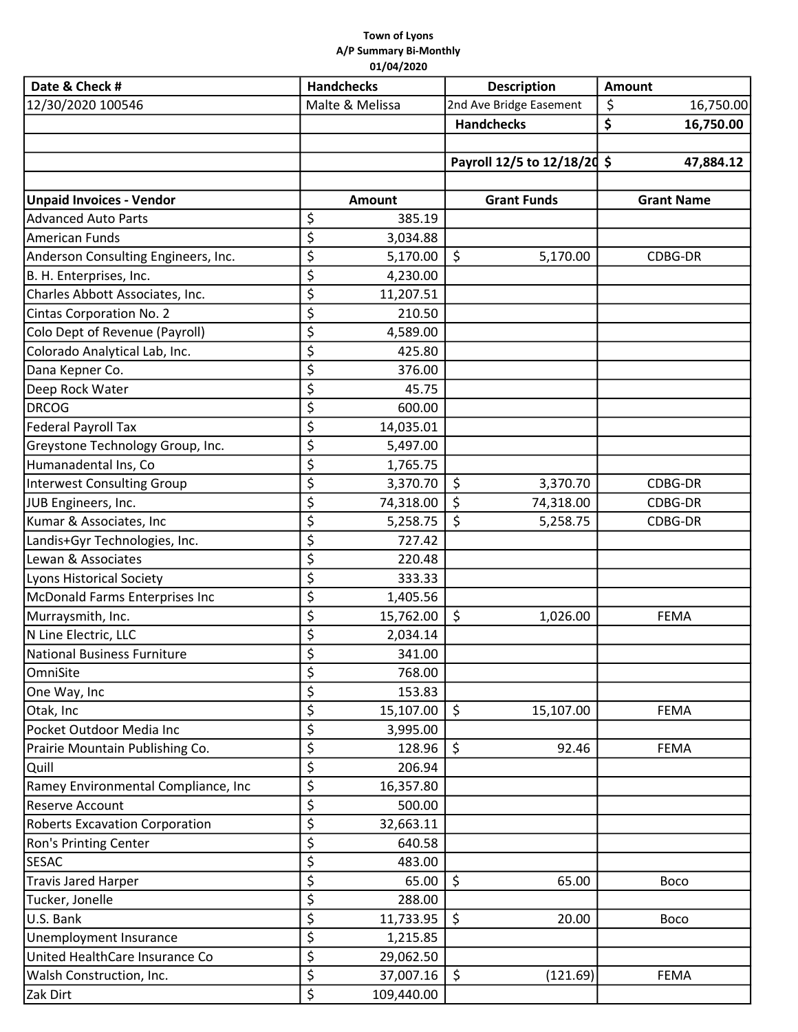**Town of Lyons**
**A/P Summary Bi-Monthly**
**01/04/2020**

| Date & Check # | Handchecks | Description | Amount |
|---|---|---|---|
| 12/30/2020 100546 | Malte & Melissa | 2nd Ave Bridge Easement | $ 16,750.00 |
| | | **Handchecks** | **$ 16,750.00** |
| | | | |
| | | **Payroll 12/5 to 12/18/20** | **$ 47,884.12** |
| | | | |
| **Unpaid Invoices - Vendor** | **Amount** | **Grant Funds** | **Grant Name** |
| Advanced Auto Parts | $ 385.19 | | |
| American Funds | $ 3,034.88 | | |
| Anderson Consulting Engineers, Inc. | $ 5,170.00 | $ 5,170.00 | CDBG-DR |
| B. H. Enterprises, Inc. | $ 4,230.00 | | |
| Charles Abbott Associates, Inc. | $ 11,207.51 | | |
| Cintas Corporation No. 2 | $ 210.50 | | |
| Colo Dept of Revenue (Payroll) | $ 4,589.00 | | |
| Colorado Analytical Lab, Inc. | $ 425.80 | | |
| Dana Kepner Co. | $ 376.00 | | |
| Deep Rock Water | $ 45.75 | | |
| DRCOG | $ 600.00 | | |
| Federal Payroll Tax | $ 14,035.01 | | |
| Greystone Technology Group, Inc. | $ 5,497.00 | | |
| Humanadental Ins, Co | $ 1,765.75 | | |
| Interwest Consulting Group | $ 3,370.70 | $ 3,370.70 | CDBG-DR |
| JUB Engineers, Inc. | $ 74,318.00 | $ 74,318.00 | CDBG-DR |
| Kumar & Associates, Inc | $ 5,258.75 | $ 5,258.75 | CDBG-DR |
| Landis+Gyr Technologies, Inc. | $ 727.42 | | |
| Lewan & Associates | $ 220.48 | | |
| Lyons Historical Society | $ 333.33 | | |
| McDonald Farms Enterprises Inc | $ 1,405.56 | | |
| Murraysmith, Inc. | $ 15,762.00 | $ 1,026.00 | FEMA |
| N Line Electric, LLC | $ 2,034.14 | | |
| National Business Furniture | $ 341.00 | | |
| OmniSite | $ 768.00 | | |
| One Way, Inc | $ 153.83 | | |
| Otak, Inc | $ 15,107.00 | $ 15,107.00 | FEMA |
| Pocket Outdoor Media Inc | $ 3,995.00 | | |
| Prairie Mountain Publishing Co. | $ 128.96 | $ 92.46 | FEMA |
| Quill | $ 206.94 | | |
| Ramey Environmental Compliance, Inc | $ 16,357.80 | | |
| Reserve Account | $ 500.00 | | |
| Roberts Excavation Corporation | $ 32,663.11 | | |
| Ron's Printing Center | $ 640.58 | | |
| SESAC | $ 483.00 | | |
| Travis Jared Harper | $ 65.00 | $ 65.00 | Boco |
| Tucker, Jonelle | $ 288.00 | | |
| U.S. Bank | $ 11,733.95 | $ 20.00 | Boco |
| Unemployment Insurance | $ 1,215.85 | | |
| United HealthCare Insurance Co | $ 29,062.50 | | |
| Walsh Construction, Inc. | $ 37,007.16 | $ (121.69) | FEMA |
| Zak Dirt | $ 109,440.00 | | |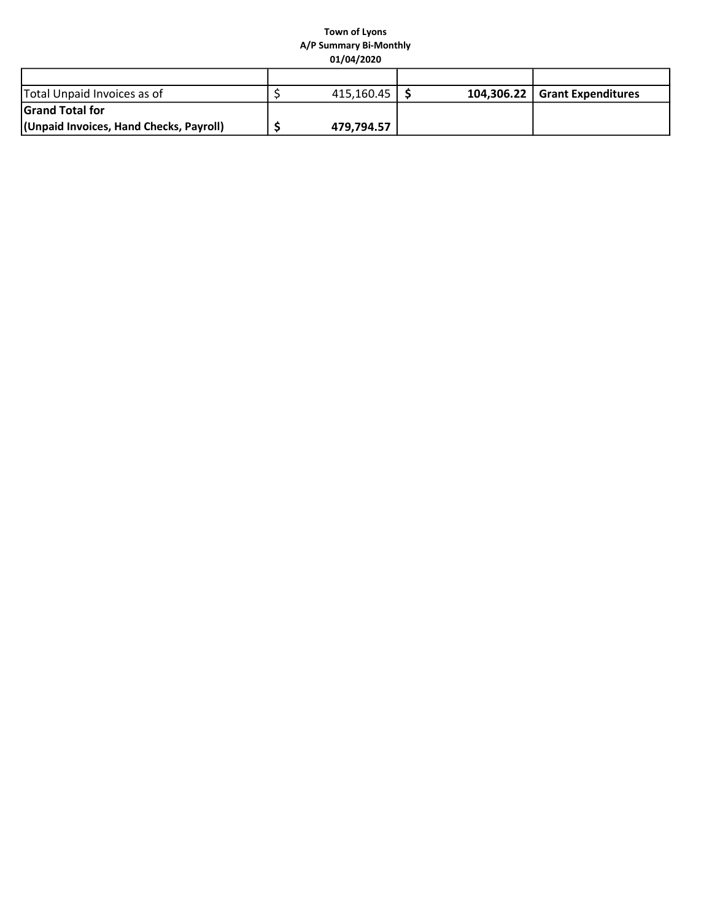**Town of Lyons**
**A/P Summary Bi-Monthly**
**01/04/2020**

| | | | |
|---|---|---|---|
| Total Unpaid Invoices as of | $ 415,160.45 | **$ 104,306.22** | **Grant Expenditures** |
| **Grand Total for (Unpaid Invoices, Hand Checks, Payroll)** | **$ 479,794.57** | | |